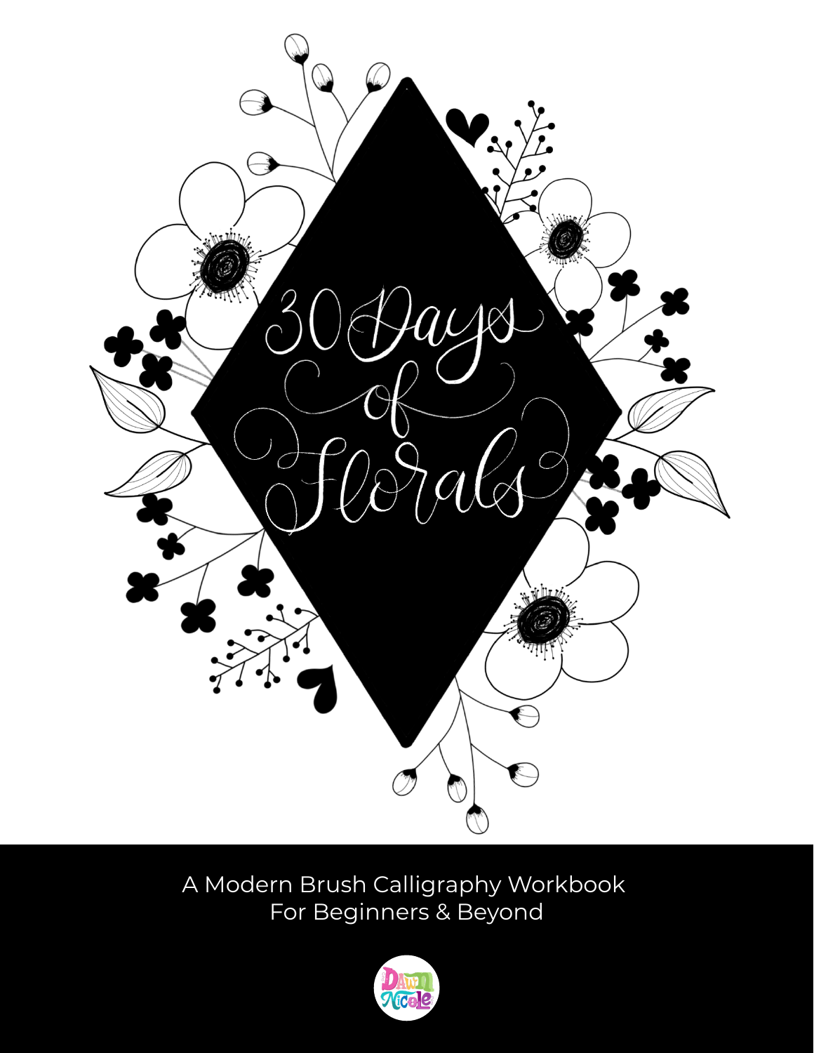# 30 Days of Florals

A Modern Brush Calligraphy Workbook
For Beginners & Beyond

Dawn Nicole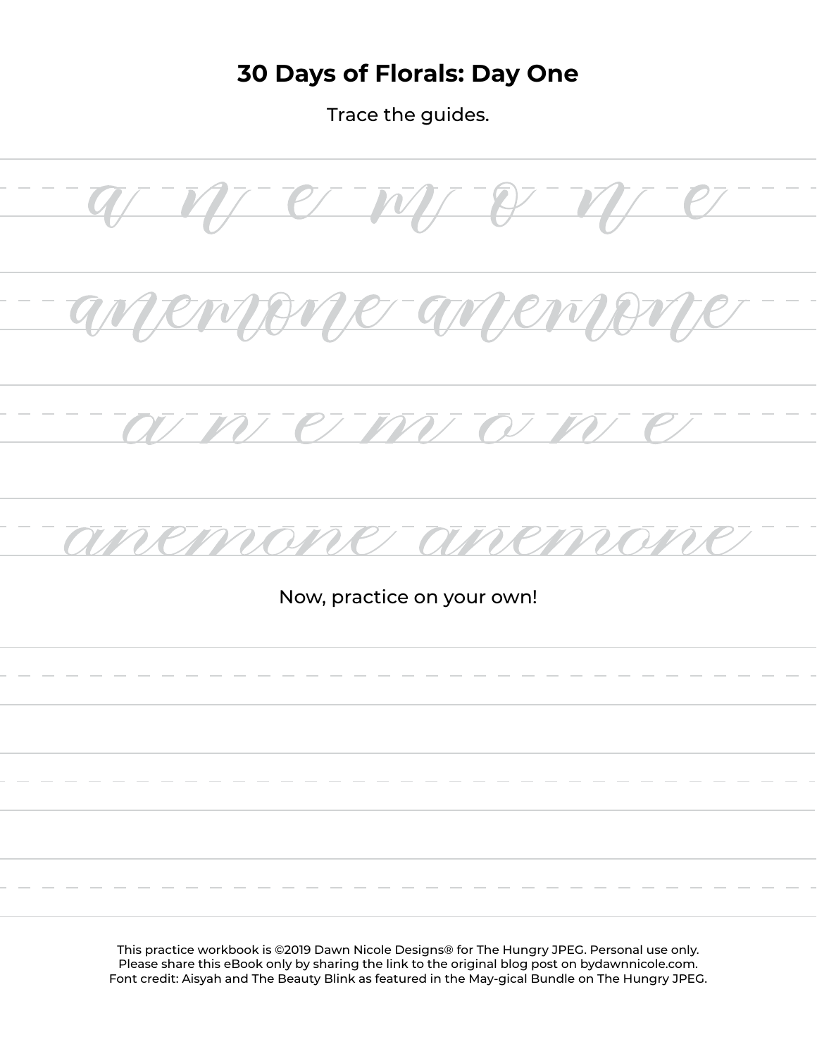# 30 Days of Florals: Day One

Trace the guides.

a n e m o n e

anemone anemone

a n e m o n e

anemone anemone

Now, practice on your own!

This practice workbook is ©2019 Dawn Nicole Designs® for The Hungry JPEG. Personal use only.
Please share this eBook only by sharing the link to the original blog post on bydawnnicole.com.
Font credit: Aisyah and The Beauty Blink as featured in the May-gical Bundle on The Hungry JPEG.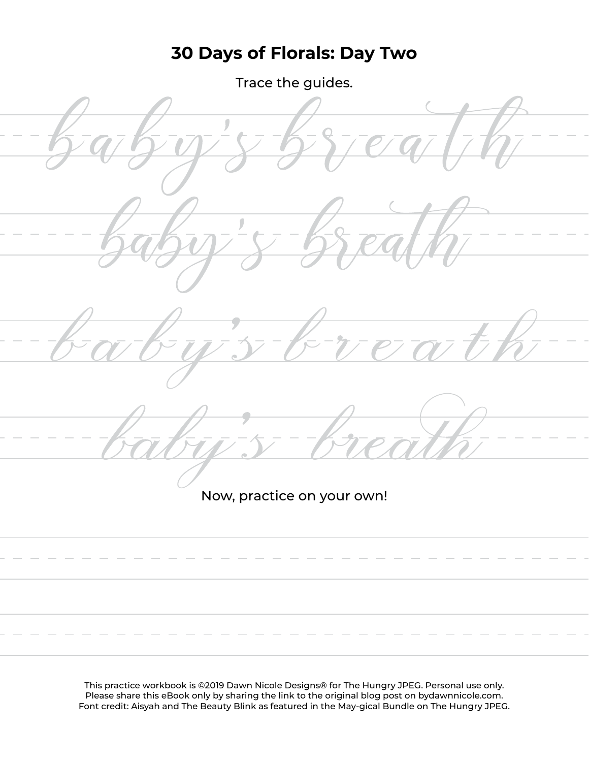# 30 Days of Florals: Day Two

Trace the guides.

baby's breath

baby's breath

baby's breath

baby's breath

Now, practice on your own!

This practice workbook is ©2019 Dawn Nicole Designs® for The Hungry JPEG. Personal use only.
Please share this eBook only by sharing the link to the original blog post on bydawnnicole.com.
Font credit: Aisyah and The Beauty Blink as featured in the May-gical Bundle on The Hungry JPEG.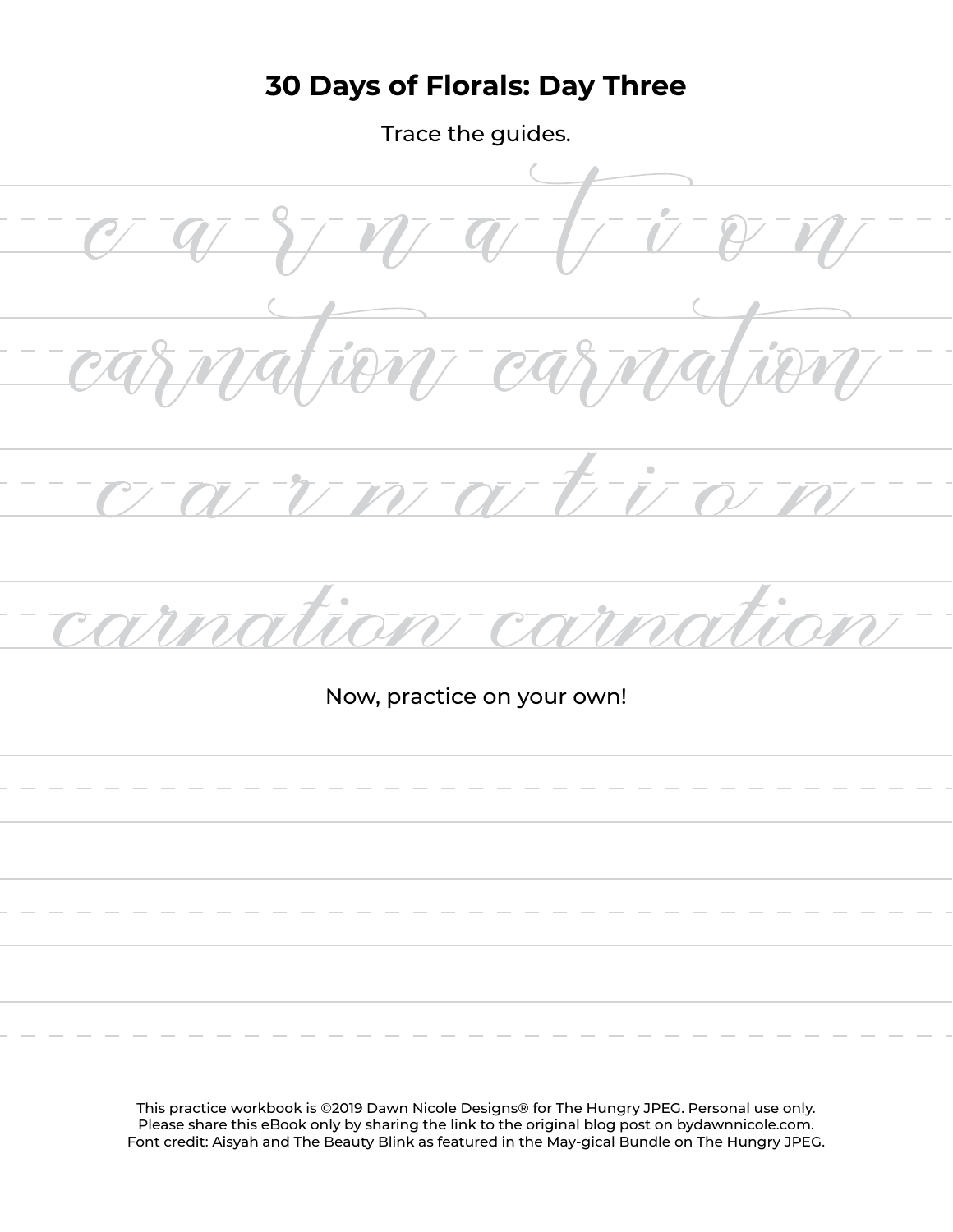# 30 Days of Florals: Day Three

Trace the guides.

c a r n a t i o n

carnation carnation

c a r n a t i o n

carnation carnation

Now, practice on your own!

This practice workbook is ©2019 Dawn Nicole Designs® for The Hungry JPEG. Personal use only.
Please share this eBook only by sharing the link to the original blog post on bydawnnicole.com.
Font credit: Aisyah and The Beauty Blink as featured in the May-gical Bundle on The Hungry JPEG.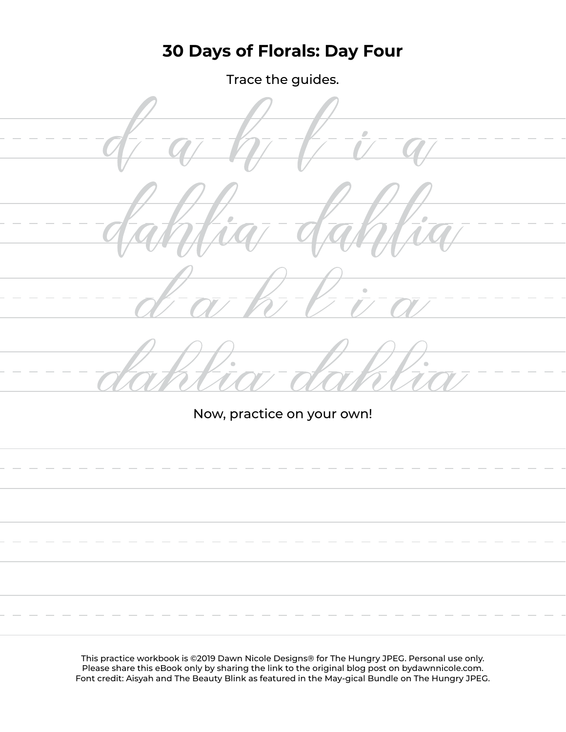# 30 Days of Florals: Day Four

Trace the guides.

d a h l i a

dahlia dahlia

d a h l i a

dahlia dahlia

Now, practice on your own!

This practice workbook is ©2019 Dawn Nicole Designs® for The Hungry JPEG. Personal use only.
Please share this eBook only by sharing the link to the original blog post on bydawnnicole.com.
Font credit: Aisyah and The Beauty Blink as featured in the May-gical Bundle on The Hungry JPEG.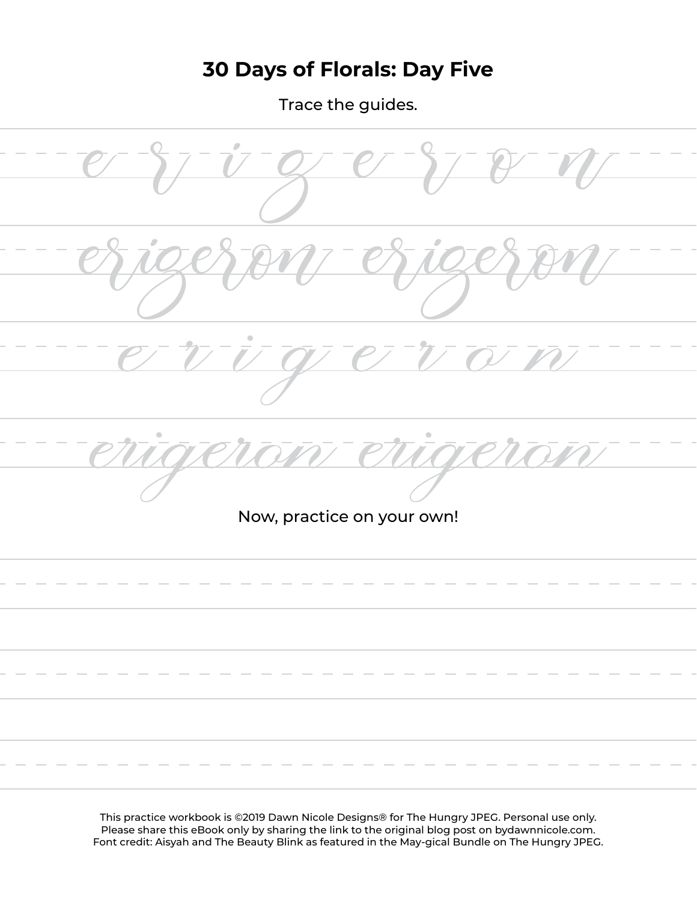# 30 Days of Florals: Day Five

Trace the guides.

e r i g e r o n

erigeron erigeron

e r i g e r o n

erigeron erigeron

Now, practice on your own!

This practice workbook is ©2019 Dawn Nicole Designs® for The Hungry JPEG. Personal use only.
Please share this eBook only by sharing the link to the original blog post on bydawnnicole.com.
Font credit: Aisyah and The Beauty Blink as featured in the May-gical Bundle on The Hungry JPEG.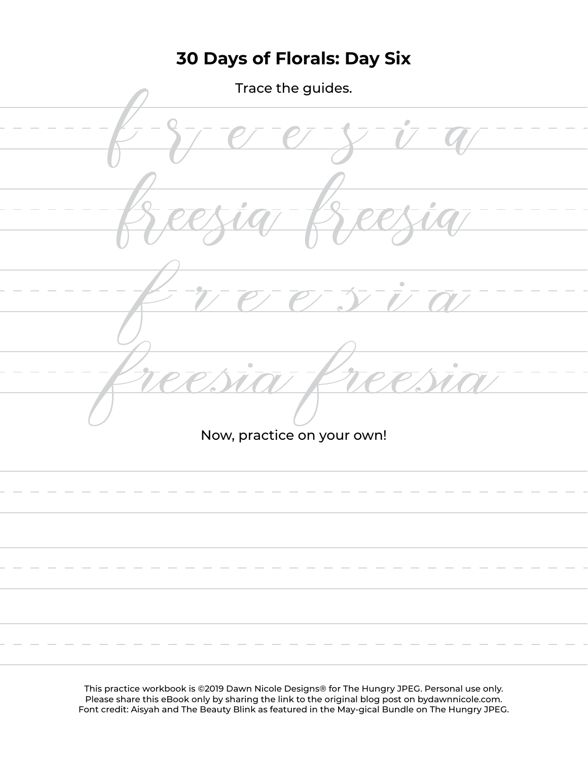# 30 Days of Florals: Day Six

Trace the guides.

f r e e s i a

freesia freesia

f r e e s i a

freesia freesia

Now, practice on your own!

This practice workbook is ©2019 Dawn Nicole Designs® for The Hungry JPEG. Personal use only.
Please share this eBook only by sharing the link to the original blog post on bydawnnicole.com.
Font credit: Aisyah and The Beauty Blink as featured in the May-gical Bundle on The Hungry JPEG.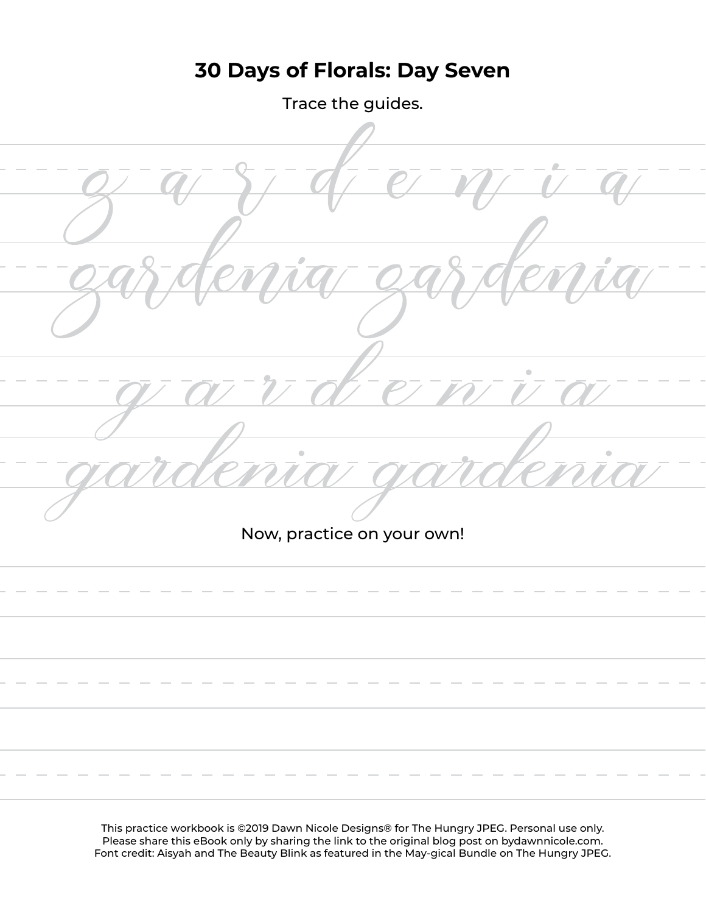# 30 Days of Florals: Day Seven

Trace the guides.

g a r d e n i a

gardenia gardenia

g a r d e n i a

gardenia gardenia

Now, practice on your own!

This practice workbook is ©2019 Dawn Nicole Designs® for The Hungry JPEG. Personal use only.
Please share this eBook only by sharing the link to the original blog post on bydawnnicole.com.
Font credit: Aisyah and The Beauty Blink as featured in the May-gical Bundle on The Hungry JPEG.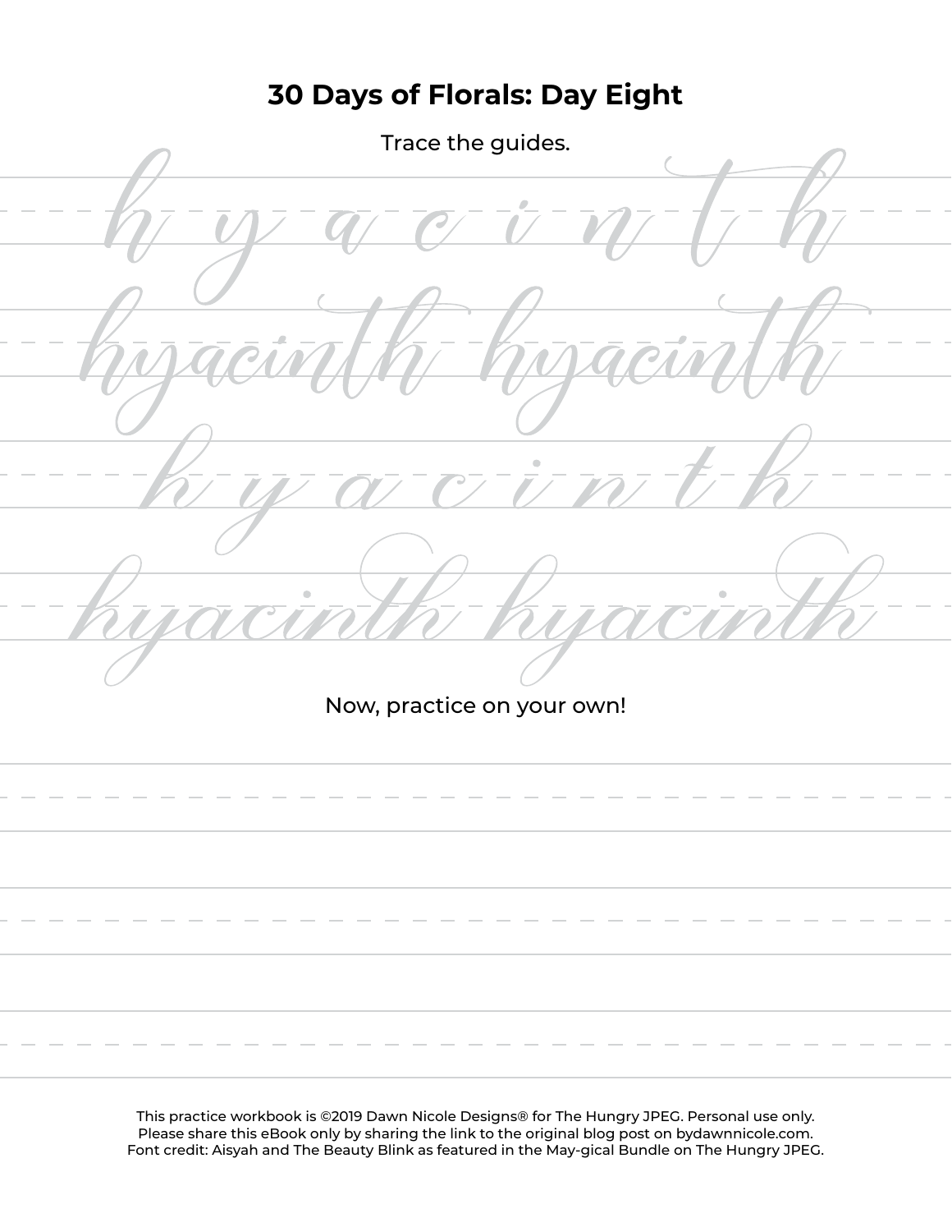# 30 Days of Florals: Day Eight

Trace the guides.

h y a c i n t h

hyacinth hyacinth

h y a c i n t h

hyacinth hyacinth

Now, practice on your own!

This practice workbook is ©2019 Dawn Nicole Designs® for The Hungry JPEG. Personal use only.
Please share this eBook only by sharing the link to the original blog post on bydawnnicole.com.
Font credit: Aisyah and The Beauty Blink as featured in the May-gical Bundle on The Hungry JPEG.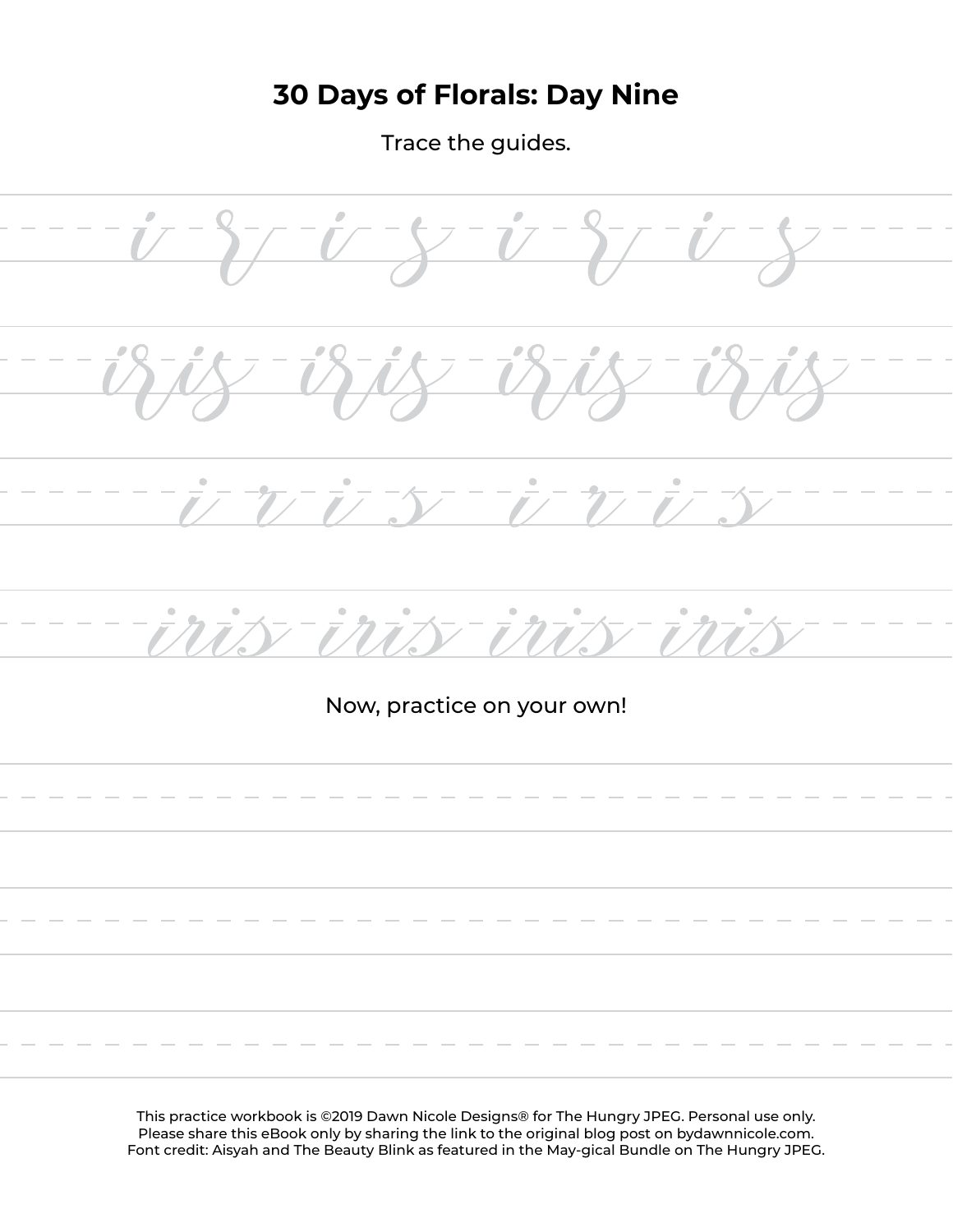# 30 Days of Florals: Day Nine

Trace the guides.

i r i s i r i s

iris iris iris iris

i r i s i r i s

iris iris iris iris

Now, practice on your own!

This practice workbook is ©2019 Dawn Nicole Designs® for The Hungry JPEG. Personal use only.
Please share this eBook only by sharing the link to the original blog post on bydawnnicole.com.
Font credit: Aisyah and The Beauty Blink as featured in the May-gical Bundle on The Hungry JPEG.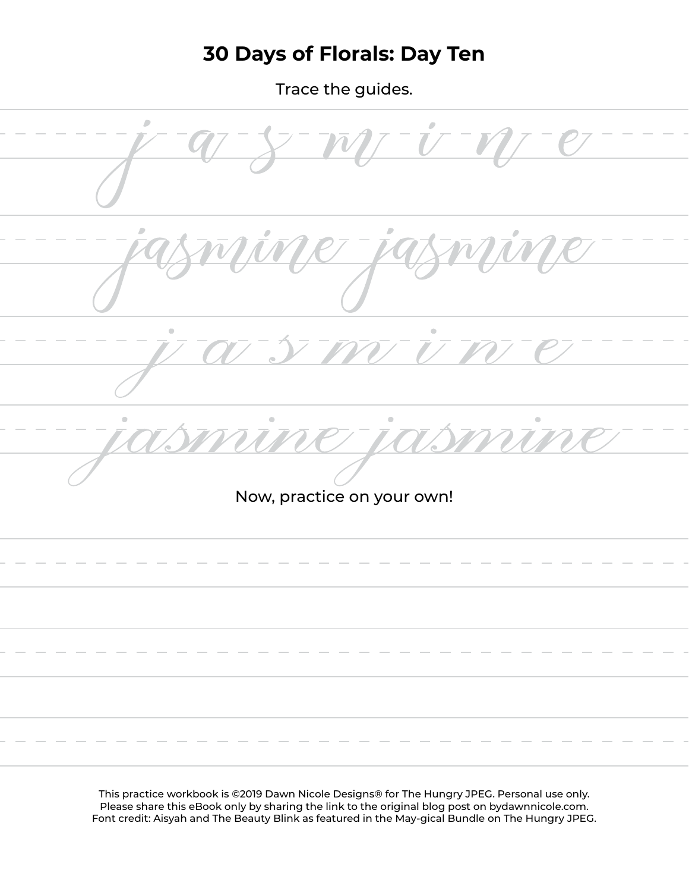# 30 Days of Florals: Day Ten

Trace the guides.

j a s m i n e

jasmine jasmine

j a s m i n e

jasmine jasmine

Now, practice on your own!

This practice workbook is ©2019 Dawn Nicole Designs® for The Hungry JPEG. Personal use only.
Please share this eBook only by sharing the link to the original blog post on bydawnnicole.com.
Font credit: Aisyah and The Beauty Blink as featured in the May-gical Bundle on The Hungry JPEG.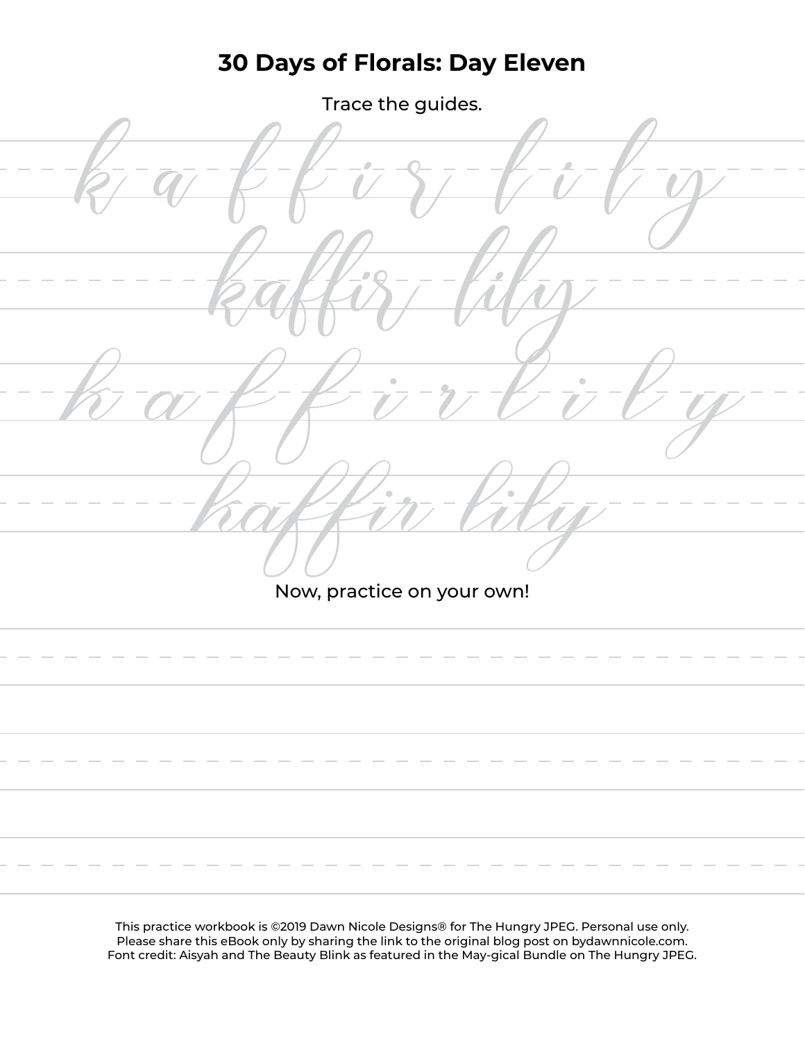# 30 Days of Florals: Day Eleven

Trace the guides.

k a f f i r l i l y

kaffir lily

k a f f i r l i l y

kaffir lily

Now, practice on your own!

This practice workbook is ©2019 Dawn Nicole Designs® for The Hungry JPEG. Personal use only.
Please share this eBook only by sharing the link to the original blog post on bydawnnicole.com.
Font credit: Aisyah and The Beauty Blink as featured in the May-gical Bundle on The Hungry JPEG.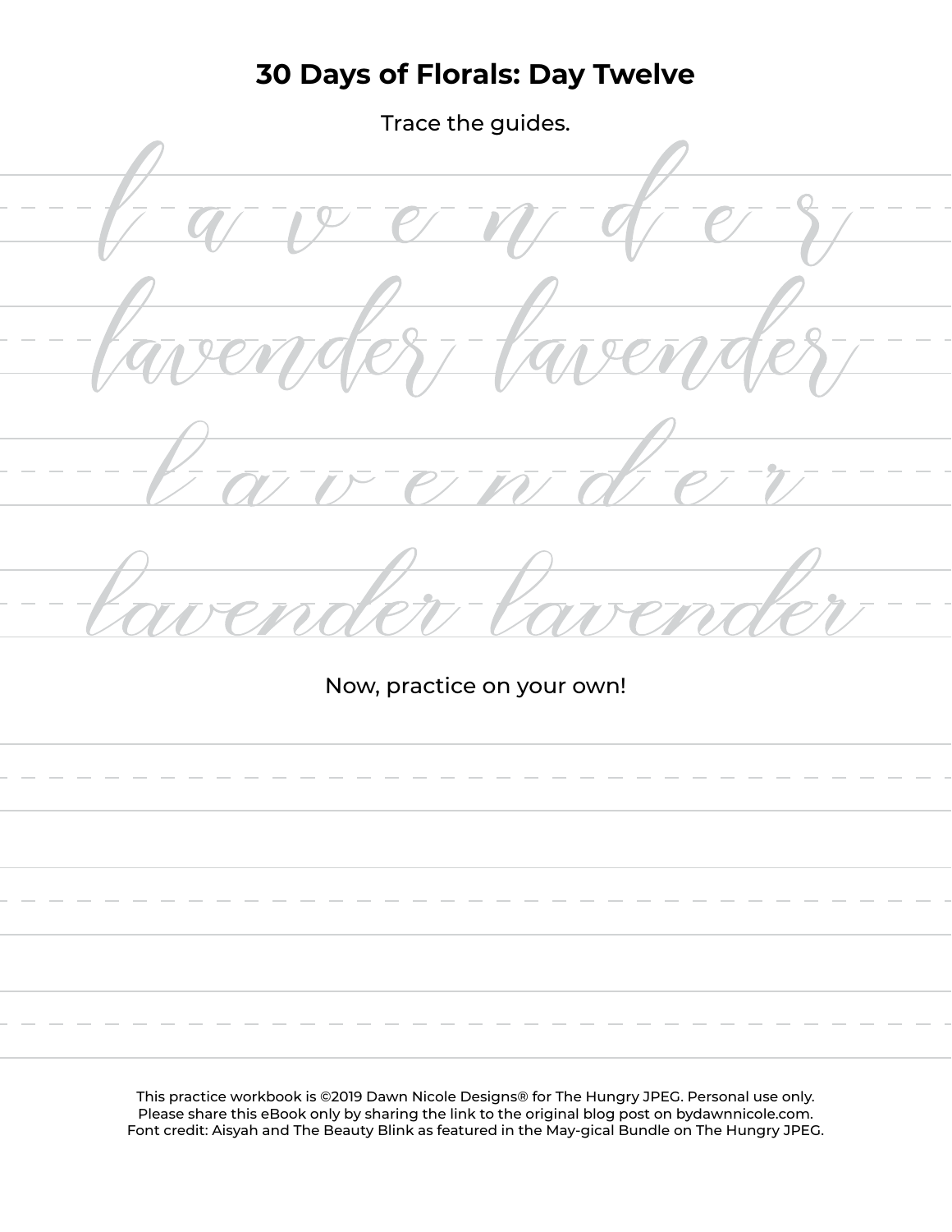# 30 Days of Florals: Day Twelve

Trace the guides.

l a v e n d e r

lavender lavender

l a v e n d e r

lavender lavender

Now, practice on your own!

This practice workbook is ©2019 Dawn Nicole Designs® for The Hungry JPEG. Personal use only.
Please share this eBook only by sharing the link to the original blog post on bydawnnicole.com.
Font credit: Aisyah and The Beauty Blink as featured in the May-gical Bundle on The Hungry JPEG.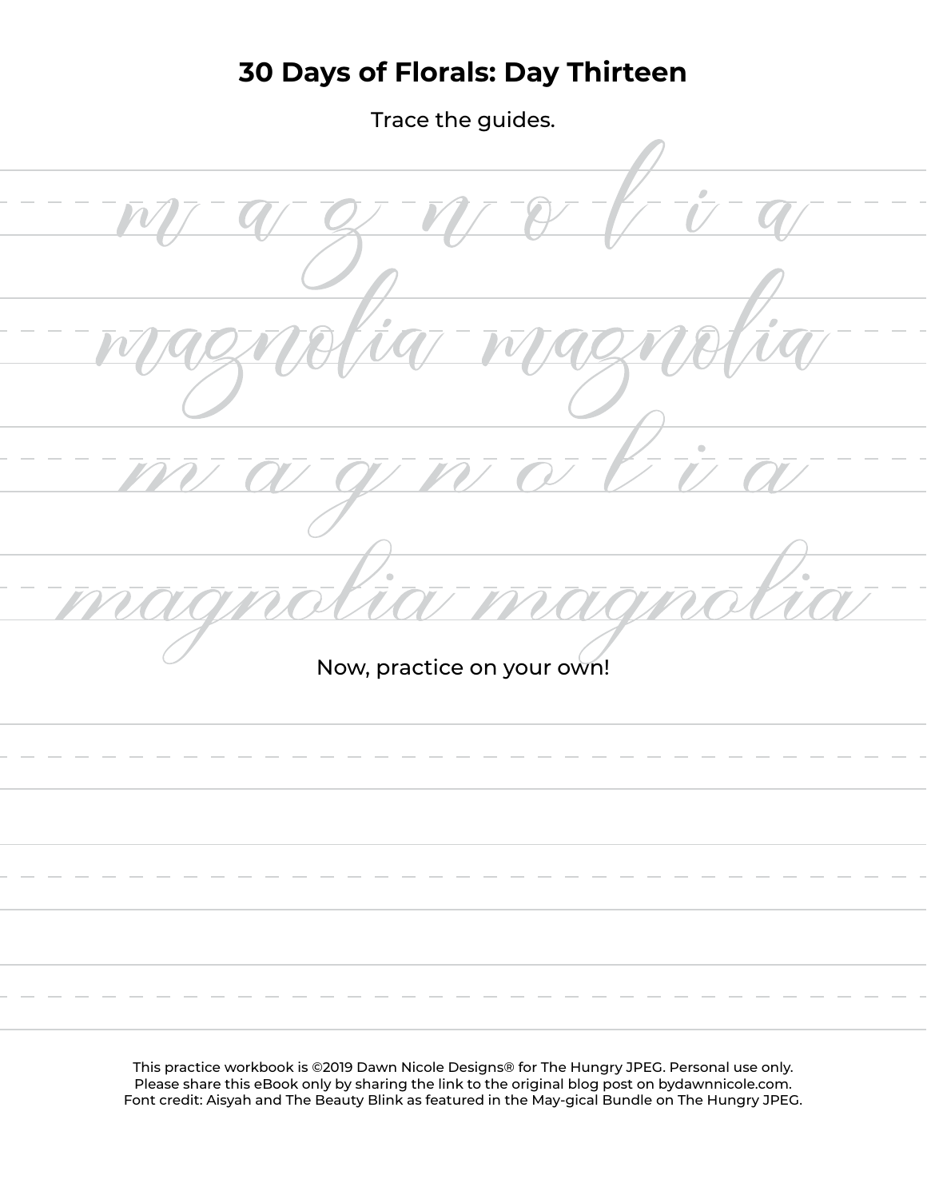# 30 Days of Florals: Day Thirteen

Trace the guides.

m a g n o l i a

magnolia magnolia

m a g n o l i a

magnolia magnolia

Now, practice on your own!

This practice workbook is ©2019 Dawn Nicole Designs® for The Hungry JPEG. Personal use only.
Please share this eBook only by sharing the link to the original blog post on bydawnnicole.com.
Font credit: Aisyah and The Beauty Blink as featured in the May-gical Bundle on The Hungry JPEG.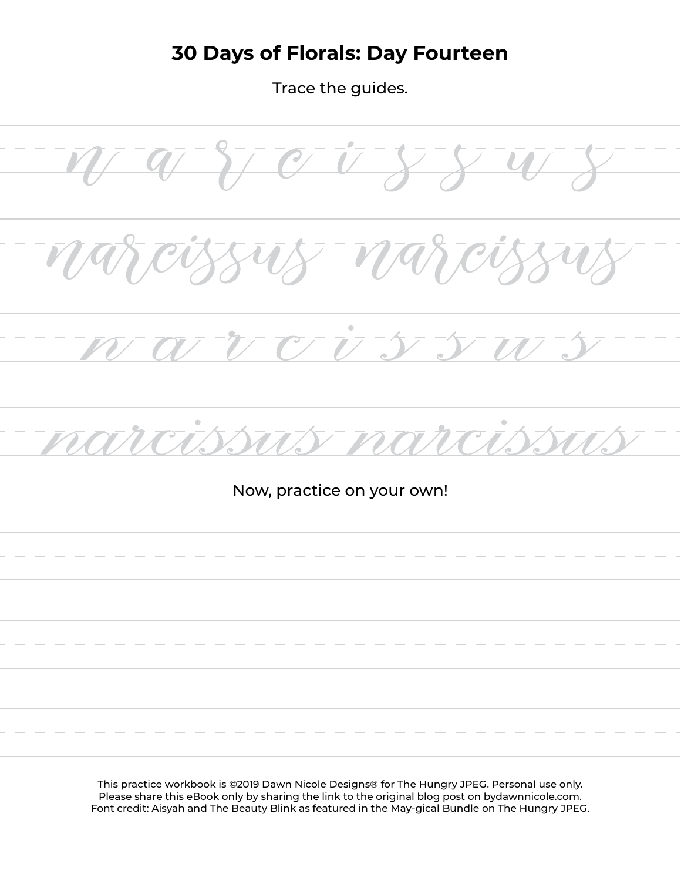# 30 Days of Florals: Day Fourteen

Trace the guides.

n a r c i s s u s

narcissus narcissus

n a r c i s s u s

narcissus narcissus

Now, practice on your own!

This practice workbook is ©2019 Dawn Nicole Designs® for The Hungry JPEG. Personal use only.
Please share this eBook only by sharing the link to the original blog post on bydawnnicole.com.
Font credit: Aisyah and The Beauty Blink as featured in the May-gical Bundle on The Hungry JPEG.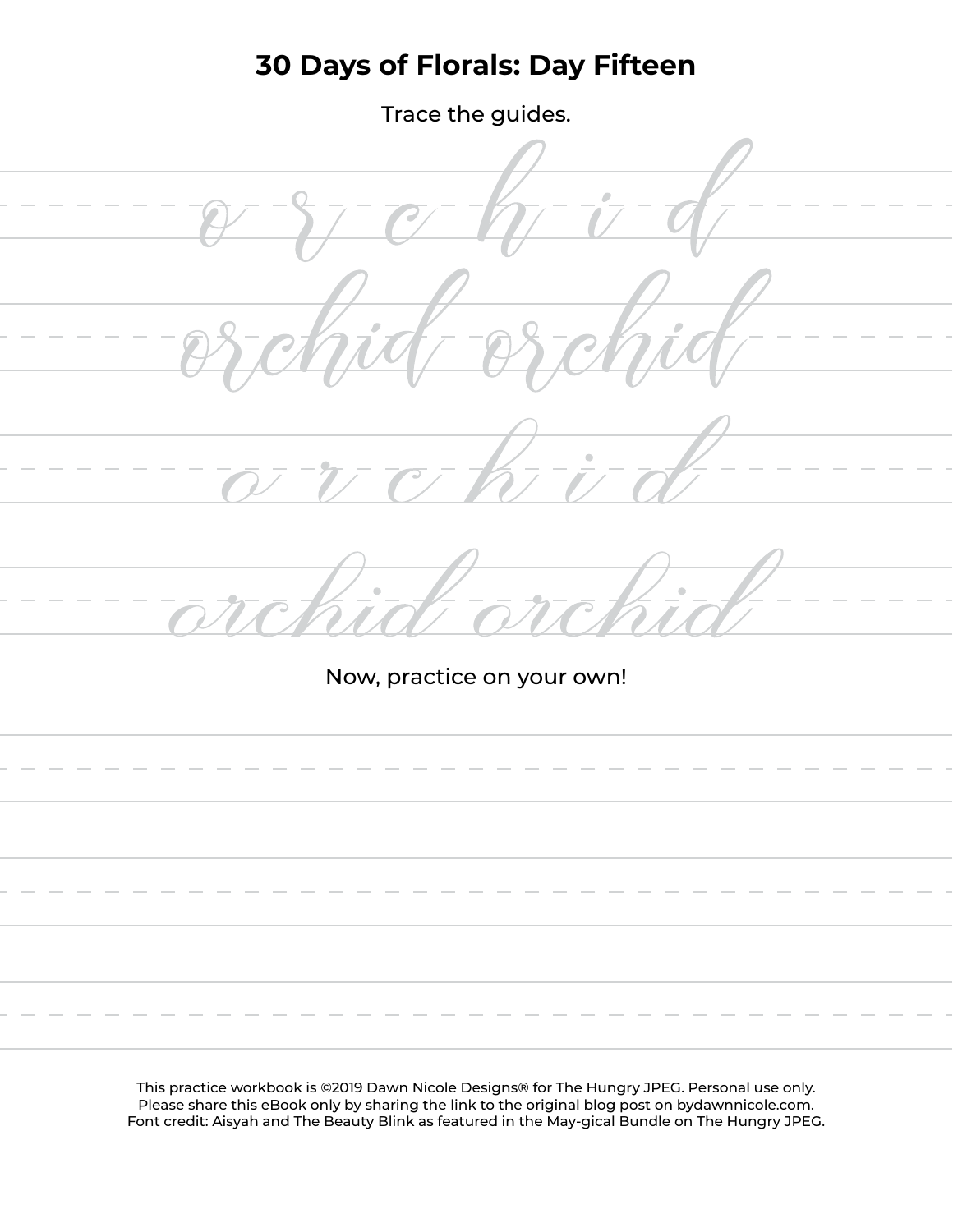# 30 Days of Florals: Day Fifteen

Trace the guides.

o r c h i d

orchid orchid

o r c h i d

orchid orchid

Now, practice on your own!

This practice workbook is ©2019 Dawn Nicole Designs® for The Hungry JPEG. Personal use only.
Please share this eBook only by sharing the link to the original blog post on bydawnnicole.com.
Font credit: Aisyah and The Beauty Blink as featured in the May-gical Bundle on The Hungry JPEG.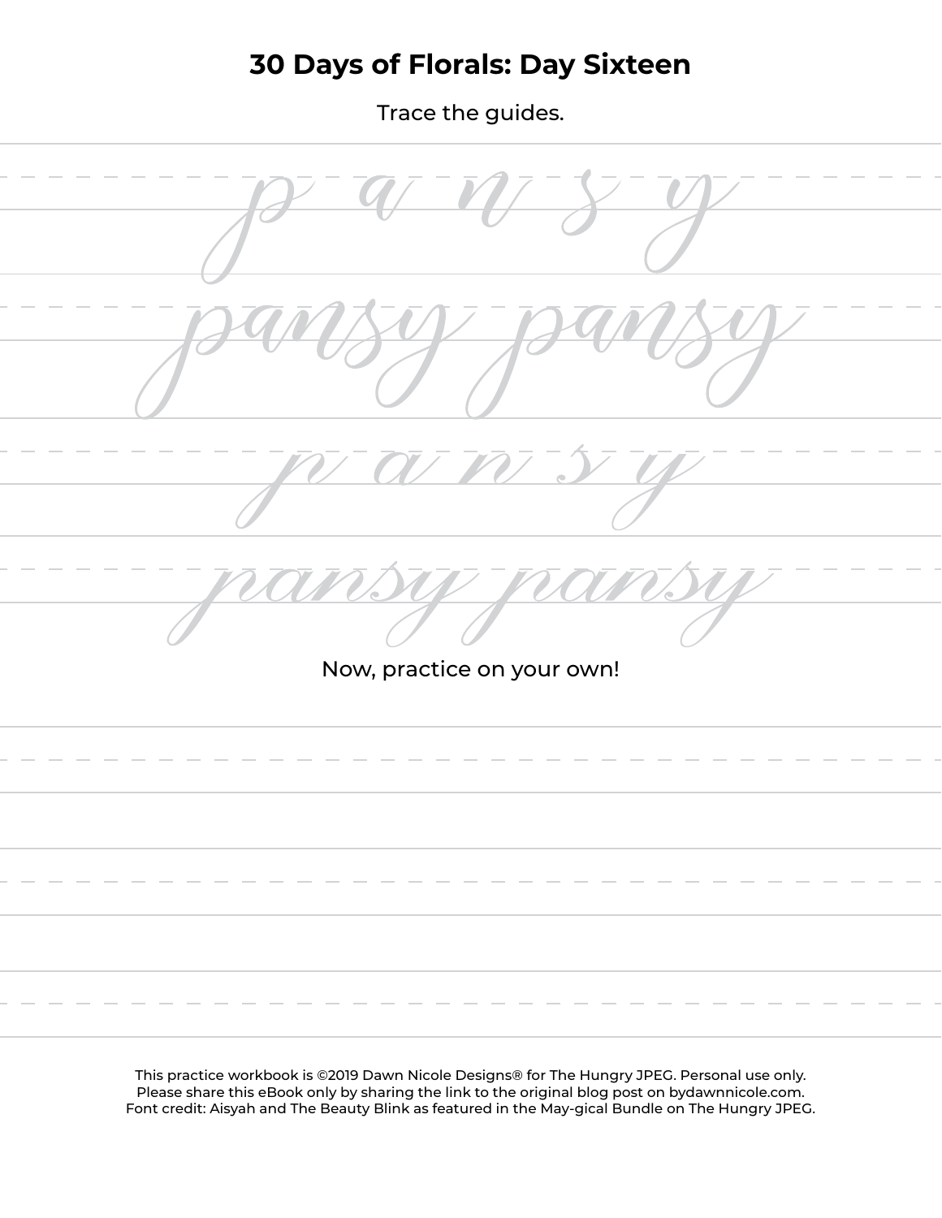# 30 Days of Florals: Day Sixteen

Trace the guides.

p a n s y

pansy pansy

p a n s y

pansy pansy

Now, practice on your own!

This practice workbook is ©2019 Dawn Nicole Designs® for The Hungry JPEG. Personal use only.
Please share this eBook only by sharing the link to the original blog post on bydawnnicole.com.
Font credit: Aisyah and The Beauty Blink as featured in the May-gical Bundle on The Hungry JPEG.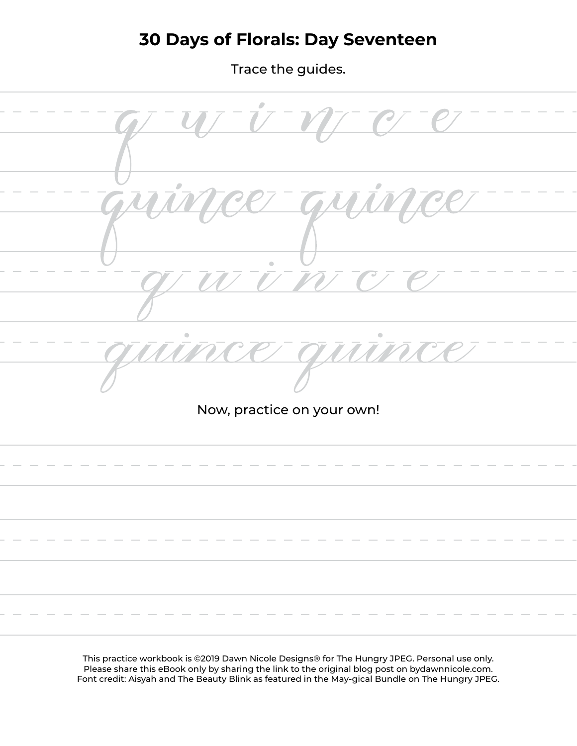# 30 Days of Florals: Day Seventeen

Trace the guides.

*q u i n c e*

*quince quince*

*q u i n c e*

*quince quince*

Now, practice on your own!

This practice workbook is ©2019 Dawn Nicole Designs® for The Hungry JPEG. Personal use only.
Please share this eBook only by sharing the link to the original blog post on bydawnnicole.com.
Font credit: Aisyah and The Beauty Blink as featured in the May-gical Bundle on The Hungry JPEG.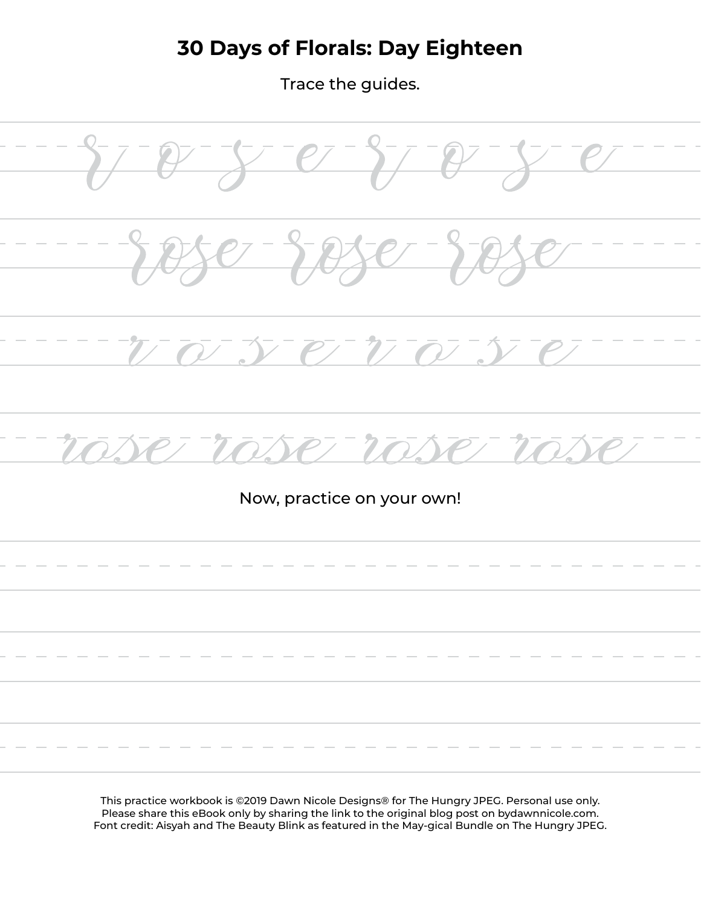# 30 Days of Florals: Day Eighteen

Trace the guides.

r o s e r o s e

rose rose rose

r o s e r o s e

rose rose rose rose

Now, practice on your own!

This practice workbook is ©2019 Dawn Nicole Designs® for The Hungry JPEG. Personal use only.
Please share this eBook only by sharing the link to the original blog post on bydawnnicole.com.
Font credit: Aisyah and The Beauty Blink as featured in the May-gical Bundle on The Hungry JPEG.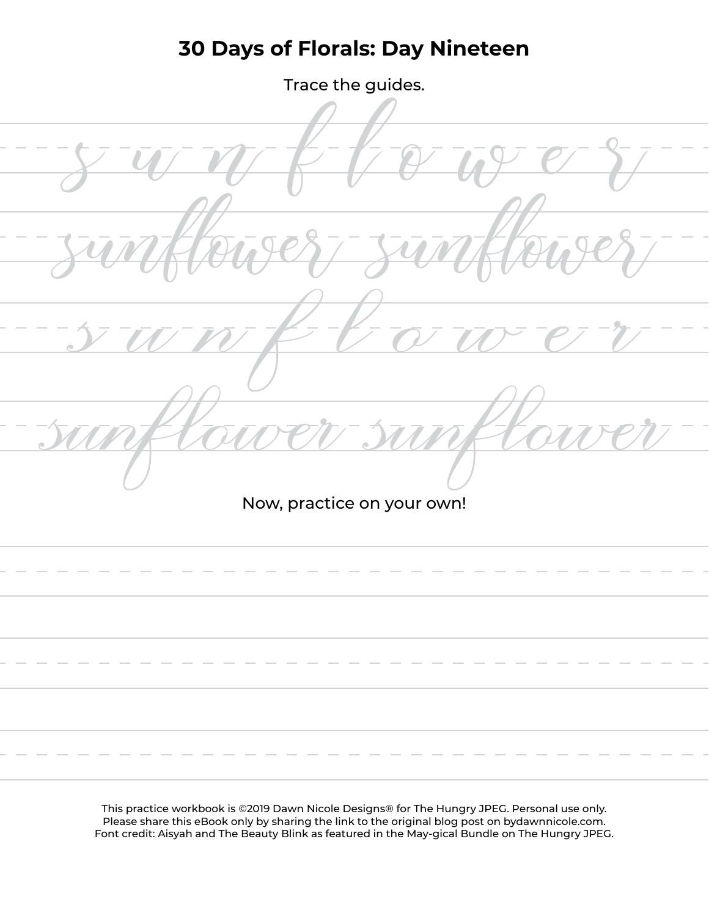# 30 Days of Florals: Day Nineteen

Trace the guides.

s u n f l o w e r

sunflower sunflower

s u n f l o w e r

sunflower sunflower

Now, practice on your own!

This practice workbook is ©2019 Dawn Nicole Designs® for The Hungry JPEG. Personal use only.
Please share this eBook only by sharing the link to the original blog post on bydawnnicole.com.
Font credit: Aisyah and The Beauty Blink as featured in the May-gical Bundle on The Hungry JPEG.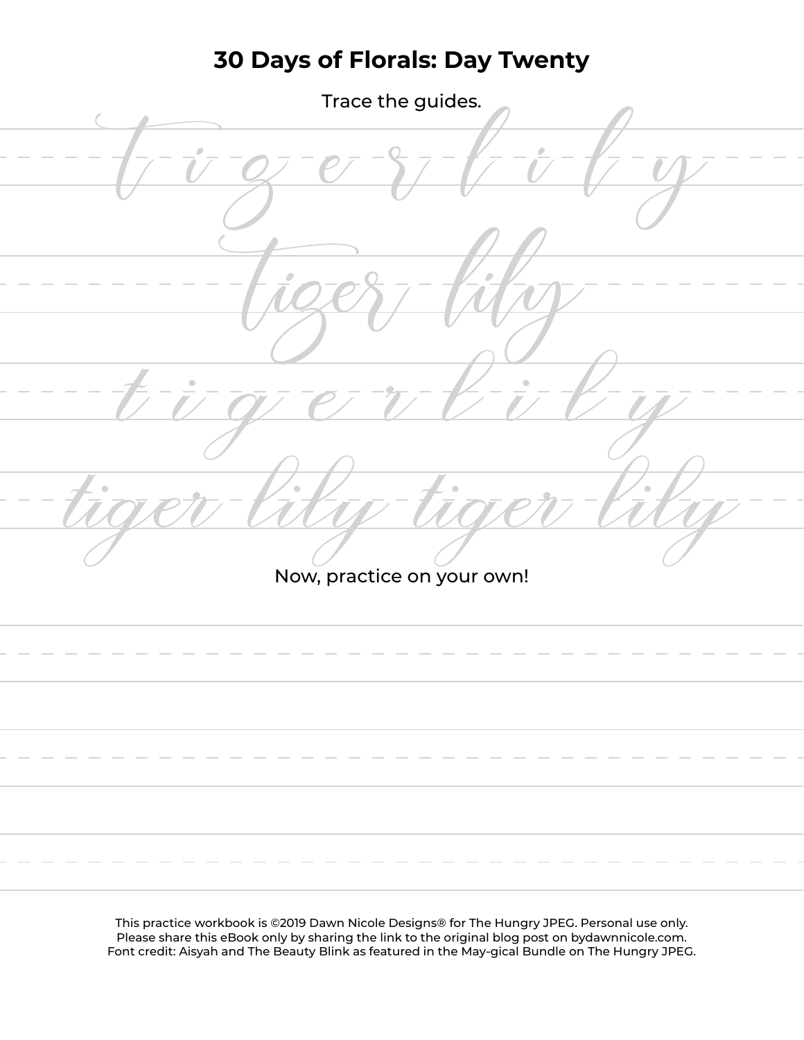# 30 Days of Florals: Day Twenty

Trace the guides.

t i g e r l i l y

tiger lily

t i g e r l i l y

tiger lily tiger lily

Now, practice on your own!

This practice workbook is ©2019 Dawn Nicole Designs® for The Hungry JPEG. Personal use only.
Please share this eBook only by sharing the link to the original blog post on bydawnnicole.com.
Font credit: Aisyah and The Beauty Blink as featured in the May-gical Bundle on The Hungry JPEG.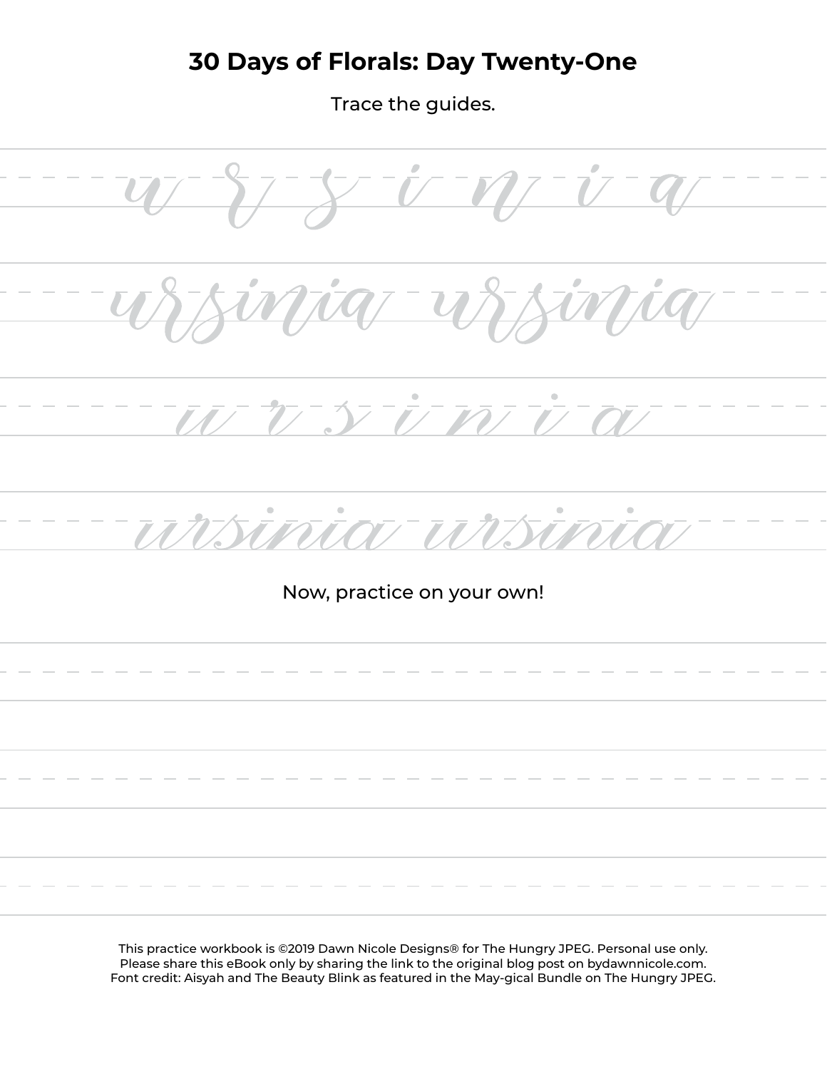# 30 Days of Florals: Day Twenty-One

Trace the guides.

u r s i n i a

ursinia ursinia

u r s i n i a

ursinia ursinia

Now, practice on your own!

This practice workbook is ©2019 Dawn Nicole Designs® for The Hungry JPEG. Personal use only.
Please share this eBook only by sharing the link to the original blog post on bydawnnicole.com.
Font credit: Aisyah and The Beauty Blink as featured in the May-gical Bundle on The Hungry JPEG.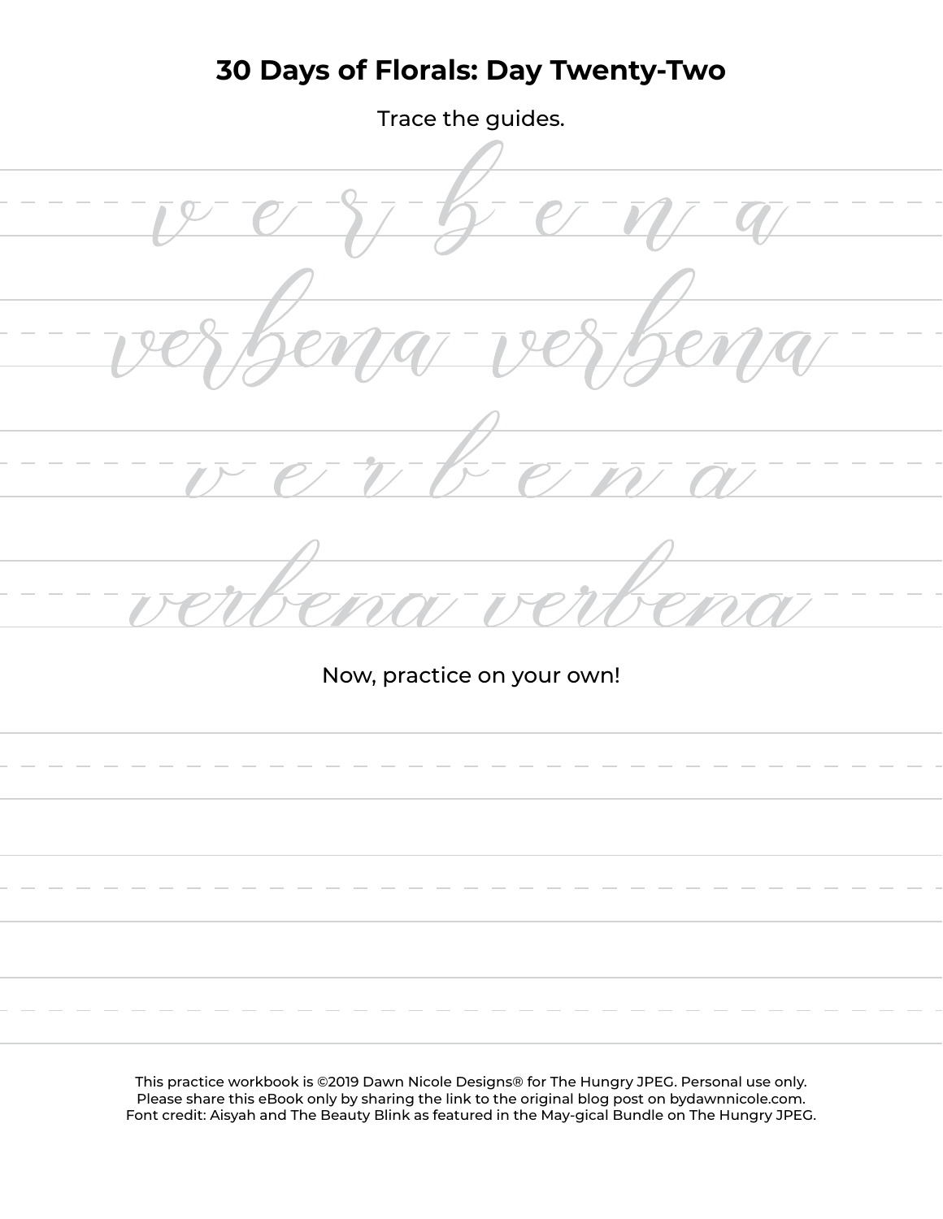# 30 Days of Florals: Day Twenty-Two

Trace the guides.

v e r b e n a

verbena verbena

v e r b e n a

verbena verbena

Now, practice on your own!

This practice workbook is ©2019 Dawn Nicole Designs® for The Hungry JPEG. Personal use only.
Please share this eBook only by sharing the link to the original blog post on bydawnnicole.com.
Font credit: Aisyah and The Beauty Blink as featured in the May-gical Bundle on The Hungry JPEG.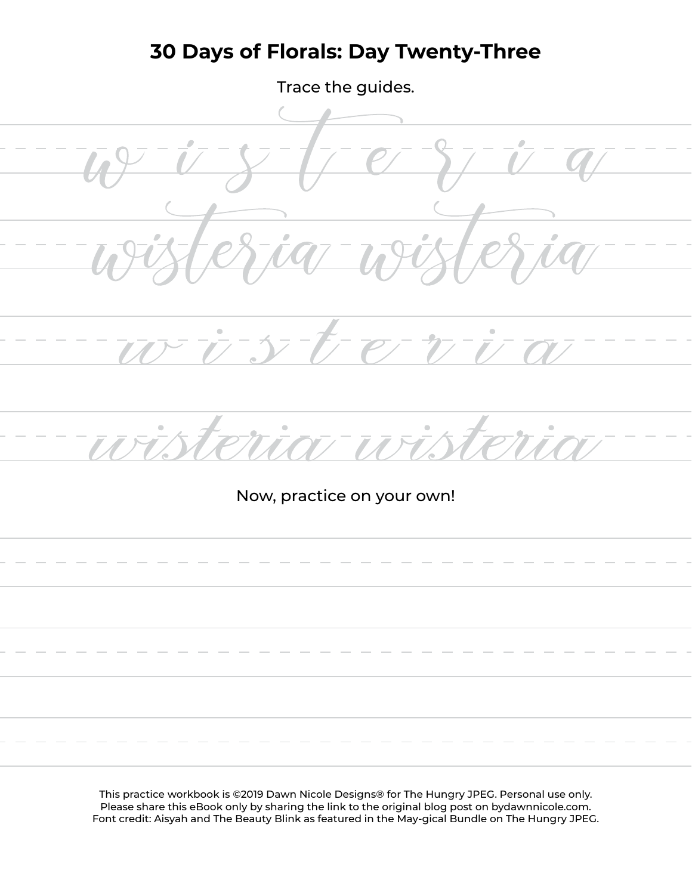# 30 Days of Florals: Day Twenty-Three

Trace the guides.

w i s t e r i a

wisteria wisteria

w i s t e r i a

wisteria wisteria

Now, practice on your own!

This practice workbook is ©2019 Dawn Nicole Designs® for The Hungry JPEG. Personal use only.
Please share this eBook only by sharing the link to the original blog post on bydawnnicole.com.
Font credit: Aisyah and The Beauty Blink as featured in the May-gical Bundle on The Hungry JPEG.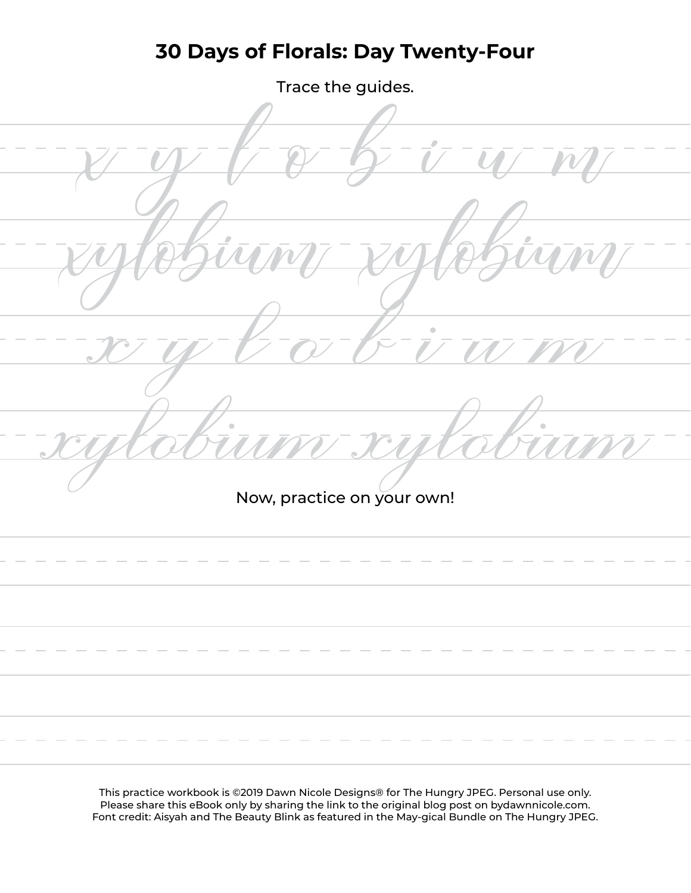# 30 Days of Florals: Day Twenty-Four

Trace the guides.

x y l o b i u m

xylobium xylobium

x y l o b i u m

xylobium xylobium

Now, practice on your own!

This practice workbook is ©2019 Dawn Nicole Designs® for The Hungry JPEG. Personal use only.
Please share this eBook only by sharing the link to the original blog post on bydawnnicole.com.
Font credit: Aisyah and The Beauty Blink as featured in the May-gical Bundle on The Hungry JPEG.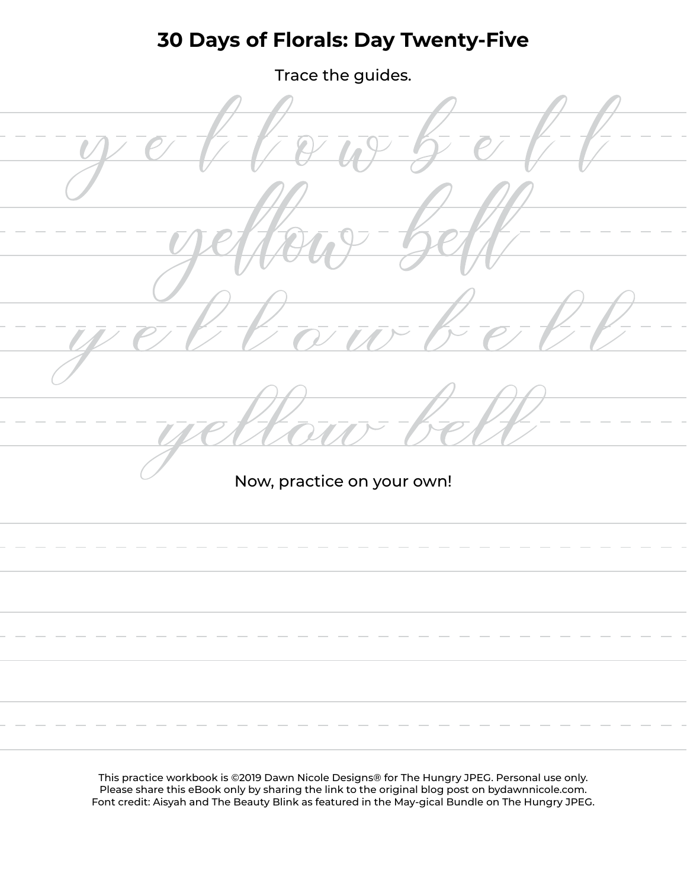# 30 Days of Florals: Day Twenty-Five

Trace the guides.

y e l l o w b e l l

yellow bell

y e l l o w b e l l

yellow bell

Now, practice on your own!

This practice workbook is ©2019 Dawn Nicole Designs® for The Hungry JPEG. Personal use only.
Please share this eBook only by sharing the link to the original blog post on bydawnnicole.com.
Font credit: Aisyah and The Beauty Blink as featured in the May-gical Bundle on The Hungry JPEG.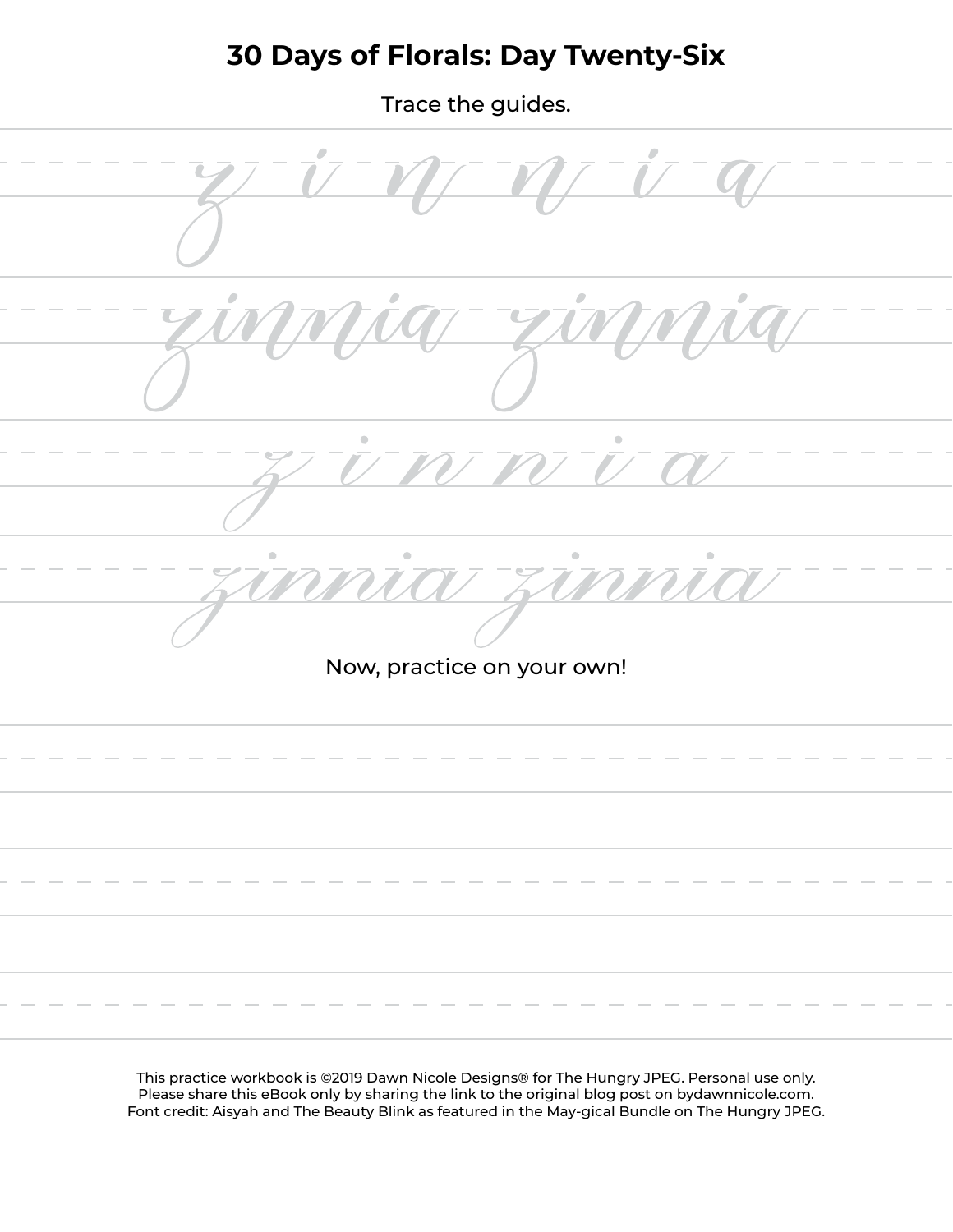# 30 Days of Florals: Day Twenty-Six

Trace the guides.

z i n n i a

zinnia zinnia

z i n n i a

zinnia zinnia

Now, practice on your own!

This practice workbook is ©2019 Dawn Nicole Designs® for The Hungry JPEG. Personal use only.
Please share this eBook only by sharing the link to the original blog post on bydawnnicole.com.
Font credit: Aisyah and The Beauty Blink as featured in the May-gical Bundle on The Hungry JPEG.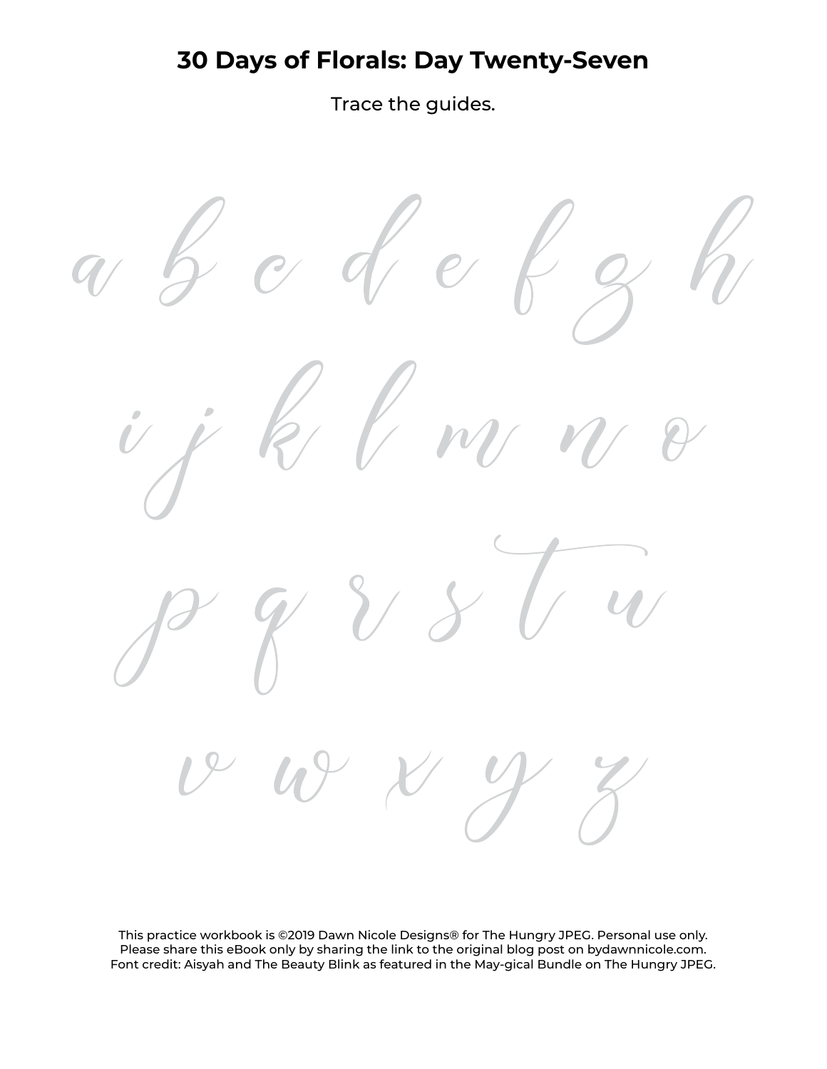# 30 Days of Florals: Day Twenty-Seven

Trace the guides.

a b c d e f g h

i j k l m n o

p q r s t u

v w x y z

This practice workbook is ©2019 Dawn Nicole Designs® for The Hungry JPEG. Personal use only.
Please share this eBook only by sharing the link to the original blog post on bydawnnicole.com.
Font credit: Aisyah and The Beauty Blink as featured in the May-gical Bundle on The Hungry JPEG.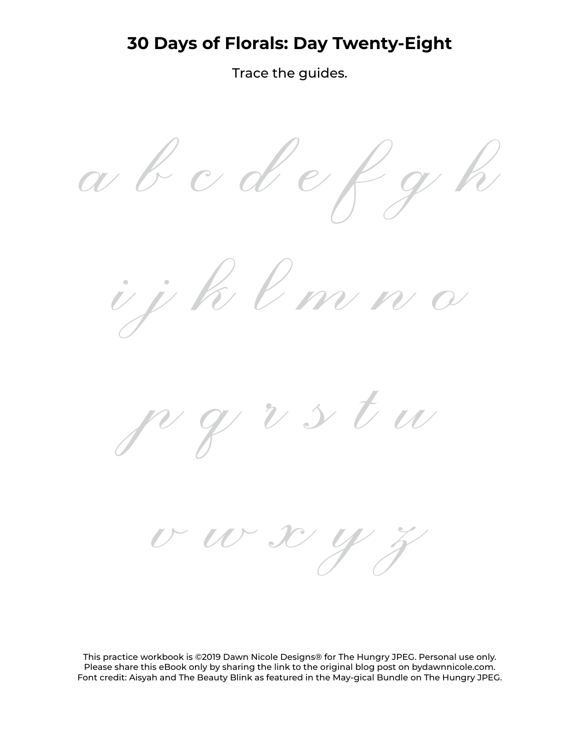# 30 Days of Florals: Day Twenty-Eight

Trace the guides.

a b c d e f g h

i j k l m n o

p q r s t u

v w x y z

This practice workbook is ©2019 Dawn Nicole Designs® for The Hungry JPEG. Personal use only.
Please share this eBook only by sharing the link to the original blog post on bydawnnicole.com.
Font credit: Aisyah and The Beauty Blink as featured in the May-gical Bundle on The Hungry JPEG.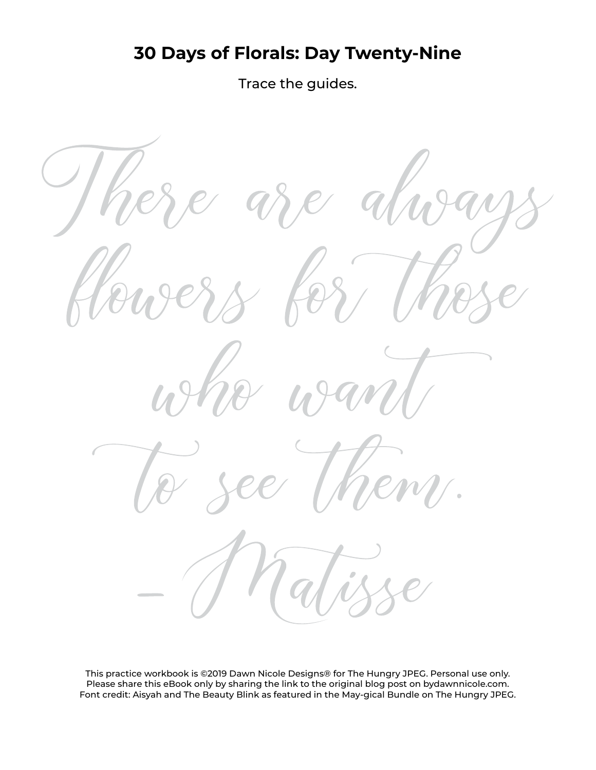# 30 Days of Florals: Day Twenty-Nine

Trace the guides.

There are always
flowers for those
who want
to see them.
- Matisse

This practice workbook is ©2019 Dawn Nicole Designs® for The Hungry JPEG. Personal use only.
Please share this eBook only by sharing the link to the original blog post on bydawnnicole.com.
Font credit: Aisyah and The Beauty Blink as featured in the May-gical Bundle on The Hungry JPEG.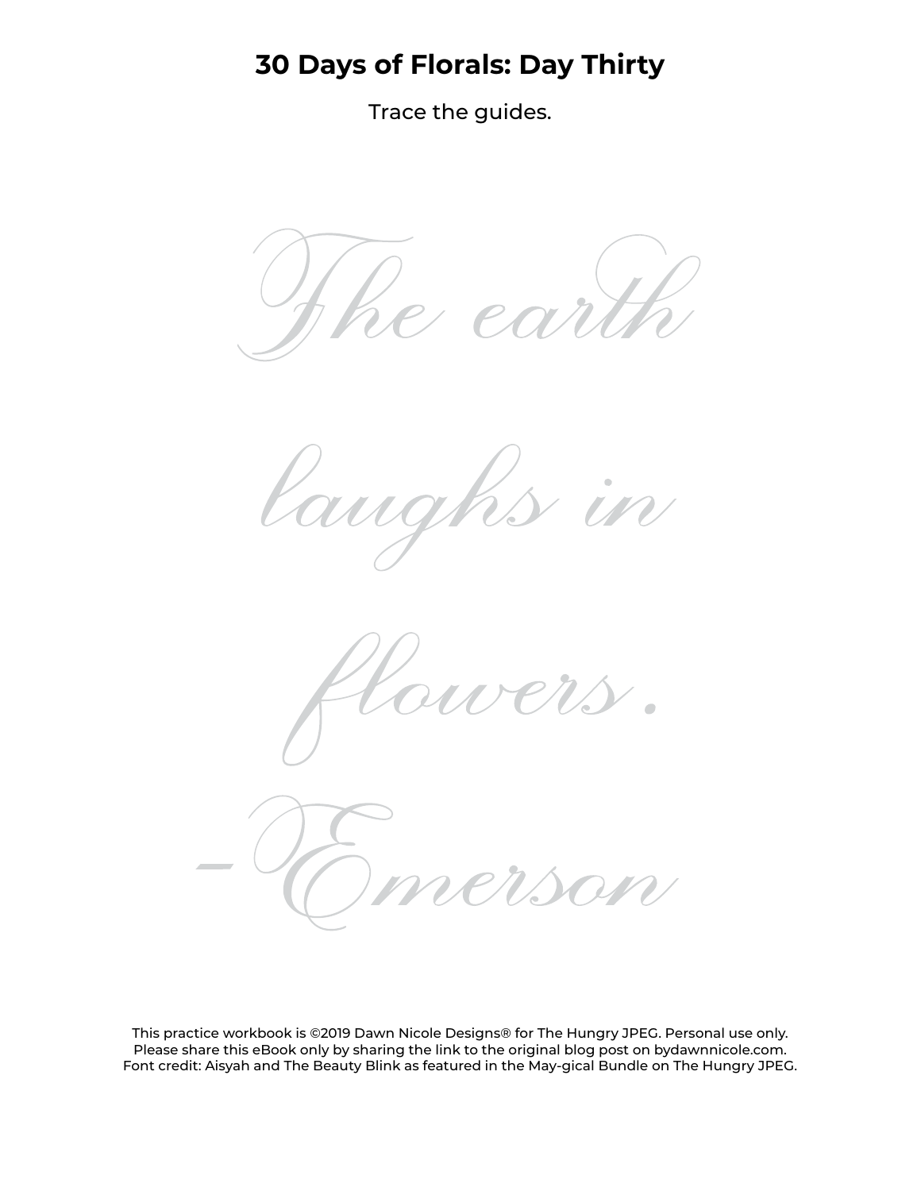# 30 Days of Florals: Day Thirty

Trace the guides.

The earth

laughs in

flowers.

-Emerson

This practice workbook is ©2019 Dawn Nicole Designs® for The Hungry JPEG. Personal use only.
Please share this eBook only by sharing the link to the original blog post on bydawnnicole.com.
Font credit: Aisyah and The Beauty Blink as featured in the May-gical Bundle on The Hungry JPEG.